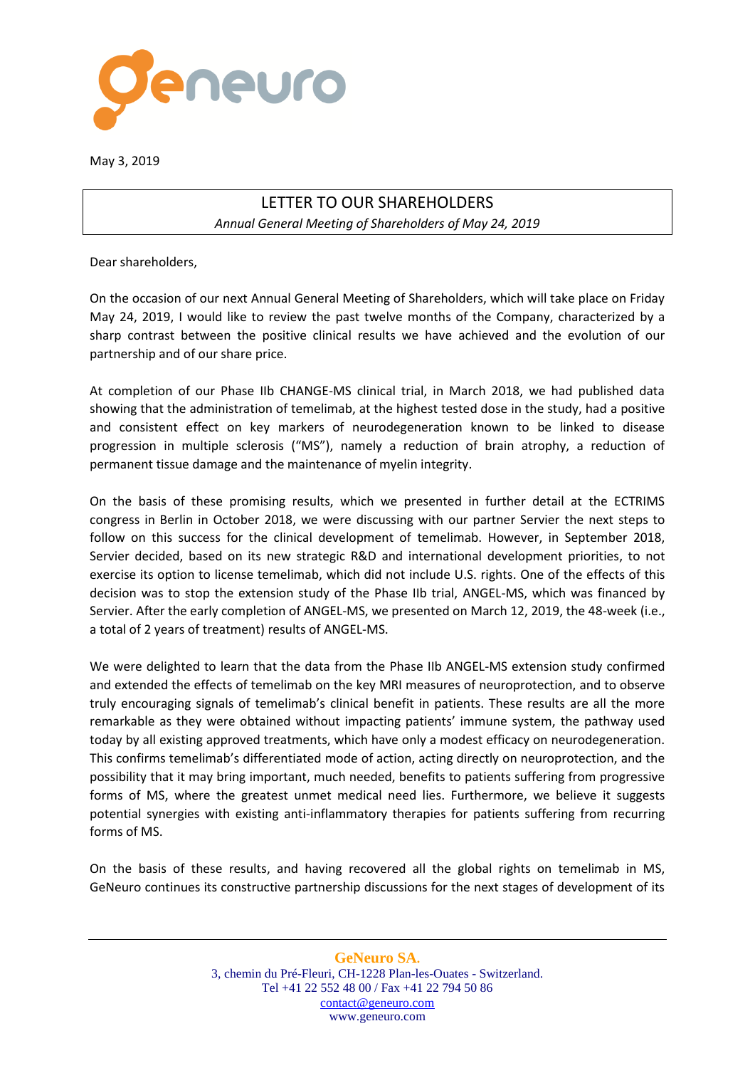May 3, 2019

# LETTER TO OUR SHAREHOLDERS

*Annual General Meeting of Shareholders of May 24, 2019*

Dear shareholders,

On the occasion of our next Annual General Meeting of Shareholders, which will take place on Friday May 24, 2019, I would like to review the past twelve months of the Company, characterized by a sharp contrast between the positive clinical results we have achieved and the evolution of our partnership and of our share price.

At completion of our Phase IIb CHANGE-MS clinical trial, in March 2018, we had published data showing that the administration of temelimab, at the highest tested dose in the study, had a positive and consistent effect on key markers of neurodegeneration known to be linked to disease progression in multiple sclerosis ("MS"), namely a reduction of brain atrophy, a reduction of permanent tissue damage and the maintenance of myelin integrity.

On the basis of these promising results, which we presented in further detail at the ECTRIMS congress in Berlin in October 2018, we were discussing with our partner Servier the next steps to follow on this success for the clinical development of temelimab. However, in September 2018, Servier decided, based on its new strategic R&D and international development priorities, to not exercise its option to license temelimab, which did not include U.S. rights. One of the effects of this decision was to stop the extension study of the Phase IIb trial, ANGEL-MS, which was financed by Servier. After the early completion of ANGEL-MS, we presented on March 12, 2019, the 48-week (i.e., a total of 2 years of treatment) results of ANGEL-MS.

We were delighted to learn that the data from the Phase IIb ANGEL-MS extension study confirmed and extended the effects of temelimab on the key MRI measures of neuroprotection, and to observe truly encouraging signals of temelimab's clinical benefit in patients. These results are all the more remarkable as they were obtained without impacting patients' immune system, the pathway used today by all existing approved treatments, which have only a modest efficacy on neurodegeneration. This confirms temelimab's differentiated mode of action, acting directly on neuroprotection, and the possibility that it may bring important, much needed, benefits to patients suffering from progressive forms of MS, where the greatest unmet medical need lies. Furthermore, we believe it suggests potential synergies with existing anti-inflammatory therapies for patients suffering from recurring forms of MS.

On the basis of these results, and having recovered all the global rights on temelimab in MS, GeNeuro continues its constructive partnership discussions for the next stages of development of its

GeNeuro SA.
3, chemin du Pré-Fleuri, CH-1228 Plan-les-Ouates - Switzerland.
Tel +41 22 552 48 00 / Fax +41 22 794 50 86
contact@geneuro.com
www.geneuro.com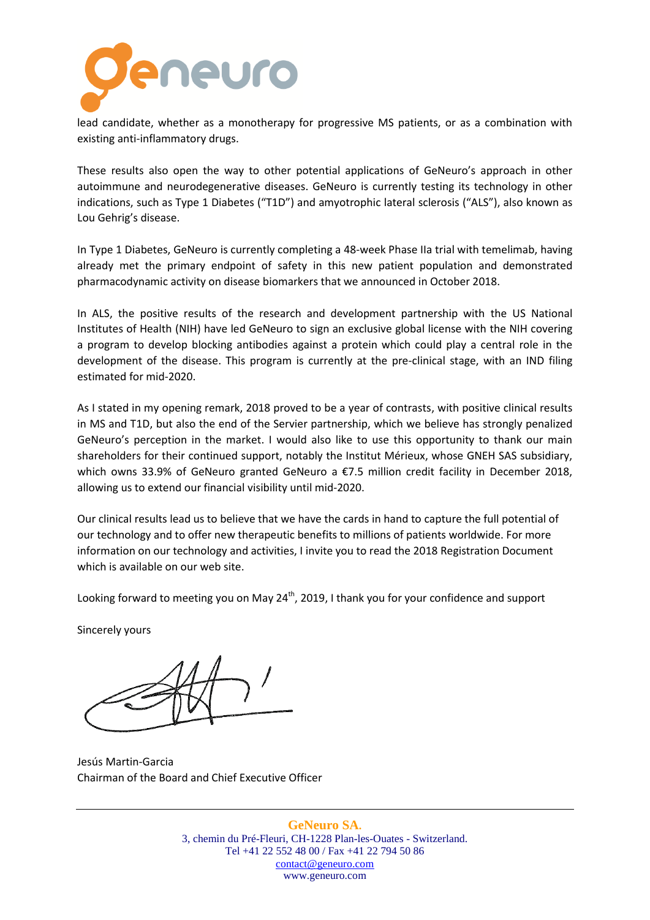lead candidate, whether as a monotherapy for progressive MS patients, or as a combination with existing anti-inflammatory drugs.

These results also open the way to other potential applications of GeNeuro's approach in other autoimmune and neurodegenerative diseases. GeNeuro is currently testing its technology in other indications, such as Type 1 Diabetes ("T1D") and amyotrophic lateral sclerosis ("ALS"), also known as Lou Gehrig's disease.

In Type 1 Diabetes, GeNeuro is currently completing a 48-week Phase IIa trial with temelimab, having already met the primary endpoint of safety in this new patient population and demonstrated pharmacodynamic activity on disease biomarkers that we announced in October 2018.

In ALS, the positive results of the research and development partnership with the US National Institutes of Health (NIH) have led GeNeuro to sign an exclusive global license with the NIH covering a program to develop blocking antibodies against a protein which could play a central role in the development of the disease. This program is currently at the pre-clinical stage, with an IND filing estimated for mid-2020.

As I stated in my opening remark, 2018 proved to be a year of contrasts, with positive clinical results in MS and T1D, but also the end of the Servier partnership, which we believe has strongly penalized GeNeuro's perception in the market. I would also like to use this opportunity to thank our main shareholders for their continued support, notably the Institut Mérieux, whose GNEH SAS subsidiary, which owns 33.9% of GeNeuro granted GeNeuro a €7.5 million credit facility in December 2018, allowing us to extend our financial visibility until mid-2020.

Our clinical results lead us to believe that we have the cards in hand to capture the full potential of our technology and to offer new therapeutic benefits to millions of patients worldwide. For more information on our technology and activities, I invite you to read the 2018 Registration Document which is available on our web site.

Looking forward to meeting you on May 24th, 2019, I thank you for your confidence and support

Sincerely yours

Jesús Martin-Garcia
Chairman of the Board and Chief Executive Officer

**GeNeuro SA.**
3, chemin du Pré-Fleuri, CH-1228 Plan-les-Ouates - Switzerland.
Tel +41 22 552 48 00 / Fax +41 22 794 50 86
contact@geneuro.com
www.geneuro.com